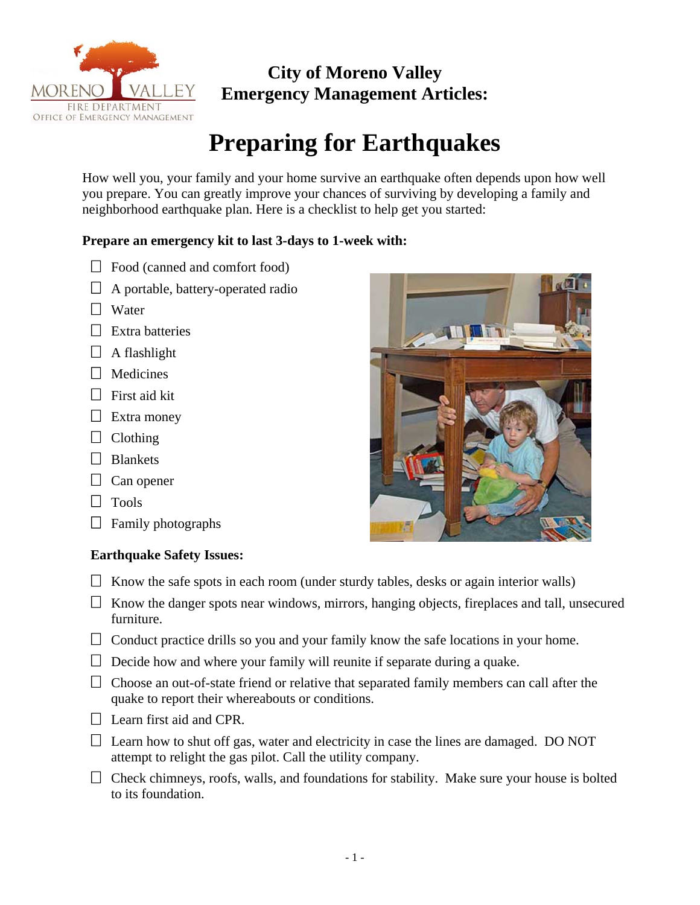**City of Moreno Valley**
**Emergency Management Articles:**

# Preparing for Earthquakes

How well you, your family and your home survive an earthquake often depends upon how well you prepare. You can greatly improve your chances of surviving by developing a family and neighborhood earthquake plan. Here is a checklist to help get you started:

**Prepare an emergency kit to last 3-days to 1-week with:**

- ☐ Food (canned and comfort food)
- ☐ A portable, battery-operated radio
- ☐ Water
- ☐ Extra batteries
- ☐ A flashlight
- ☐ Medicines
- ☐ First aid kit
- ☐ Extra money
- ☐ Clothing
- ☐ Blankets
- ☐ Can opener
- ☐ Tools
- ☐ Family photographs

**Earthquake Safety Issues:**

- ☐ Know the safe spots in each room (under sturdy tables, desks or again interior walls)
- ☐ Know the danger spots near windows, mirrors, hanging objects, fireplaces and tall, unsecured furniture.
- ☐ Conduct practice drills so you and your family know the safe locations in your home.
- ☐ Decide how and where your family will reunite if separate during a quake.
- ☐ Choose an out-of-state friend or relative that separated family members can call after the quake to report their whereabouts or conditions.
- ☐ Learn first aid and CPR.
- ☐ Learn how to shut off gas, water and electricity in case the lines are damaged. DO NOT attempt to relight the gas pilot. Call the utility company.
- ☐ Check chimneys, roofs, walls, and foundations for stability. Make sure your house is bolted to its foundation.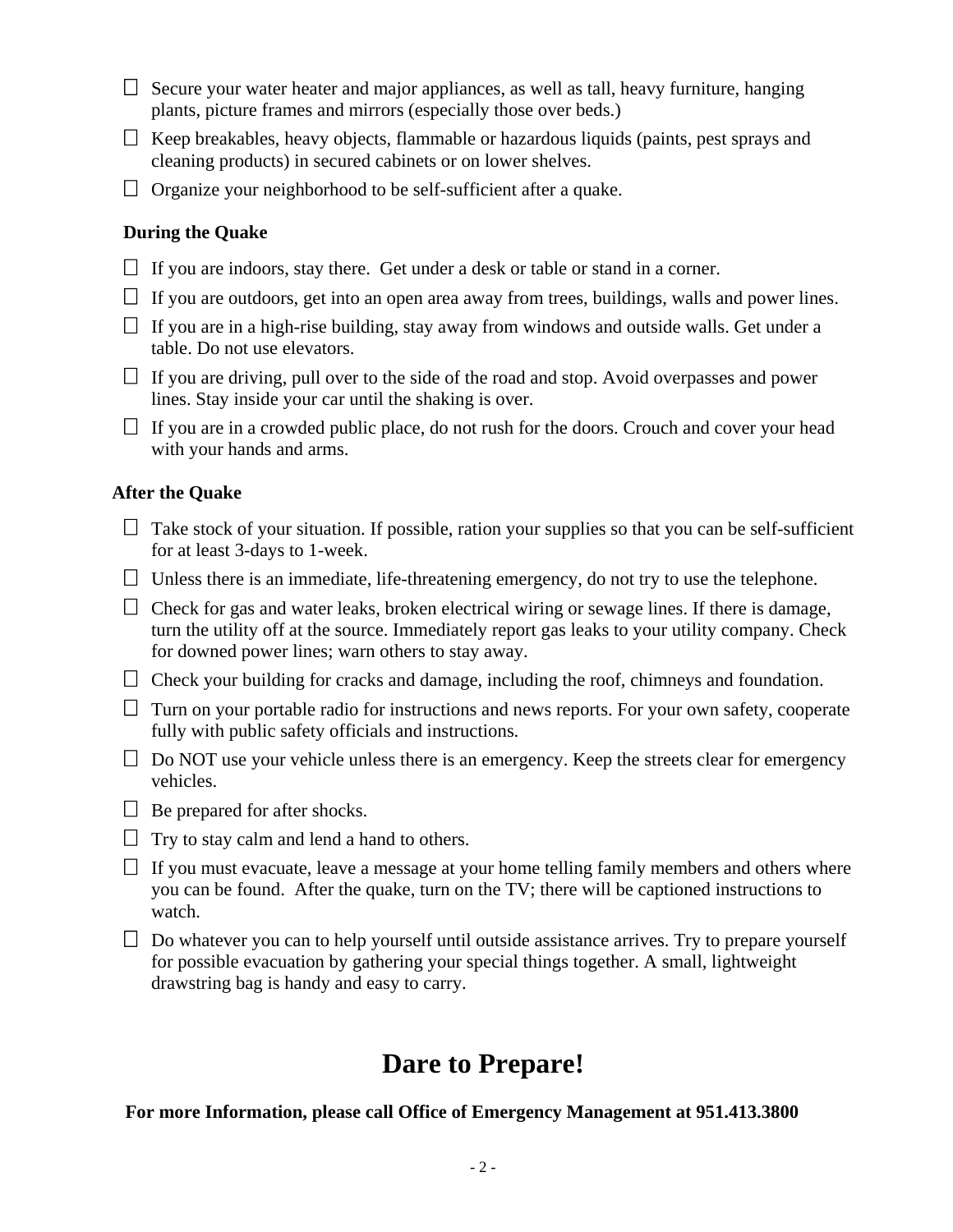- ☐ Secure your water heater and major appliances, as well as tall, heavy furniture, hanging plants, picture frames and mirrors (especially those over beds.)
- ☐ Keep breakables, heavy objects, flammable or hazardous liquids (paints, pest sprays and cleaning products) in secured cabinets or on lower shelves.
- ☐ Organize your neighborhood to be self-sufficient after a quake.

**During the Quake**

- ☐ If you are indoors, stay there. Get under a desk or table or stand in a corner.
- ☐ If you are outdoors, get into an open area away from trees, buildings, walls and power lines.
- ☐ If you are in a high-rise building, stay away from windows and outside walls. Get under a table. Do not use elevators.
- ☐ If you are driving, pull over to the side of the road and stop. Avoid overpasses and power lines. Stay inside your car until the shaking is over.
- ☐ If you are in a crowded public place, do not rush for the doors. Crouch and cover your head with your hands and arms.

**After the Quake**

- ☐ Take stock of your situation. If possible, ration your supplies so that you can be self-sufficient for at least 3-days to 1-week.
- ☐ Unless there is an immediate, life-threatening emergency, do not try to use the telephone.
- ☐ Check for gas and water leaks, broken electrical wiring or sewage lines. If there is damage, turn the utility off at the source. Immediately report gas leaks to your utility company. Check for downed power lines; warn others to stay away.
- ☐ Check your building for cracks and damage, including the roof, chimneys and foundation.
- ☐ Turn on your portable radio for instructions and news reports. For your own safety, cooperate fully with public safety officials and instructions.
- ☐ Do NOT use your vehicle unless there is an emergency. Keep the streets clear for emergency vehicles.
- ☐ Be prepared for after shocks.
- ☐ Try to stay calm and lend a hand to others.
- ☐ If you must evacuate, leave a message at your home telling family members and others where you can be found. After the quake, turn on the TV; there will be captioned instructions to watch.
- ☐ Do whatever you can to help yourself until outside assistance arrives. Try to prepare yourself for possible evacuation by gathering your special things together. A small, lightweight drawstring bag is handy and easy to carry.

# Dare to Prepare!

**For more Information, please call Office of Emergency Management at 951.413.3800**